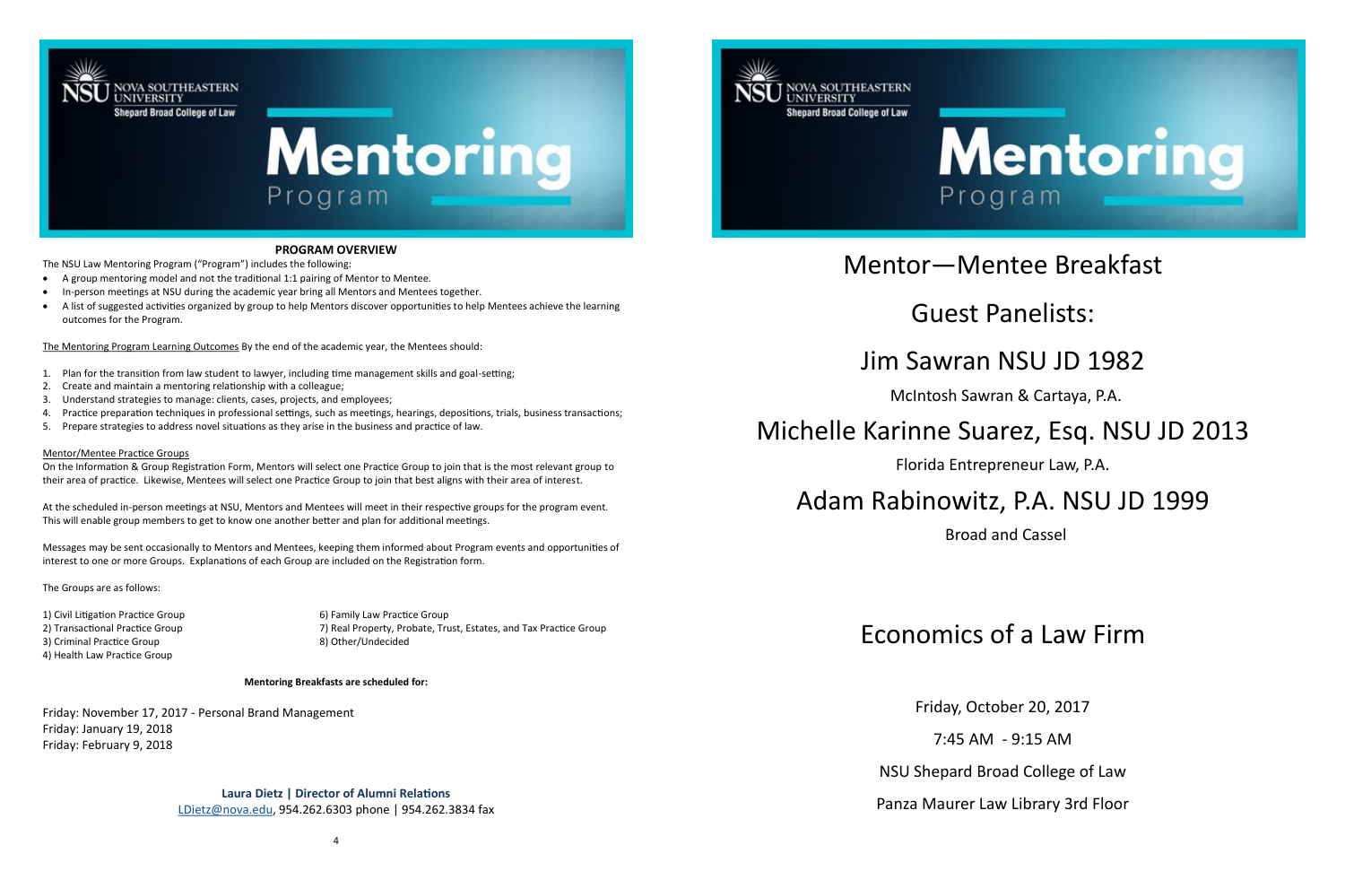NOVA SOUTHEASTERN UNIVERSITY
Shepard Broad College of Law

# Mentoring Program

**PROGRAM OVERVIEW**

The NSU Law Mentoring Program ("Program") includes the following:

- A group mentoring model and not the traditional 1:1 pairing of Mentor to Mentee.
- In-person meetings at NSU during the academic year bring all Mentors and Mentees together.
- A list of suggested activities organized by group to help Mentors discover opportunities to help Mentees achieve the learning outcomes for the Program.

The Mentoring Program Learning Outcomes By the end of the academic year, the Mentees should:

1. Plan for the transition from law student to lawyer, including time management skills and goal-setting;
2. Create and maintain a mentoring relationship with a colleague;
3. Understand strategies to manage: clients, cases, projects, and employees;
4. Practice preparation techniques in professional settings, such as meetings, hearings, depositions, trials, business transactions;
5. Prepare strategies to address novel situations as they arise in the business and practice of law.

Mentor/Mentee Practice Groups

On the Information & Group Registration Form, Mentors will select one Practice Group to join that is the most relevant group to their area of practice. Likewise, Mentees will select one Practice Group to join that best aligns with their area of interest.

At the scheduled in-person meetings at NSU, Mentors and Mentees will meet in their respective groups for the program event. This will enable group members to get to know one another better and plan for additional meetings.

Messages may be sent occasionally to Mentors and Mentees, keeping them informed about Program events and opportunities of interest to one or more Groups. Explanations of each Group are included on the Registration form.

The Groups are as follows:

1) Civil Litigation Practice Group
2) Transactional Practice Group
3) Criminal Practice Group
4) Health Law Practice Group
6) Family Law Practice Group
7) Real Property, Probate, Trust, Estates, and Tax Practice Group
8) Other/Undecided

**Mentoring Breakfasts are scheduled for:**

Friday: November 17, 2017 - Personal Brand Management
Friday: January 19, 2018
Friday: February 9, 2018

**Laura Dietz | Director of Alumni Relations**
LDietz@nova.edu, 954.262.6303 phone | 954.262.3834 fax

NOVA SOUTHEASTERN UNIVERSITY
Shepard Broad College of Law

# Mentoring Program

## Mentor—Mentee Breakfast

## Guest Panelists:

## Jim Sawran NSU JD 1982

McIntosh Sawran & Cartaya, P.A.

## Michelle Karinne Suarez, Esq. NSU JD 2013

Florida Entrepreneur Law, P.A.

## Adam Rabinowitz, P.A. NSU JD 1999

Broad and Cassel

## Economics of a Law Firm

Friday, October 20, 2017

7:45 AM - 9:15 AM

NSU Shepard Broad College of Law

Panza Maurer Law Library 3rd Floor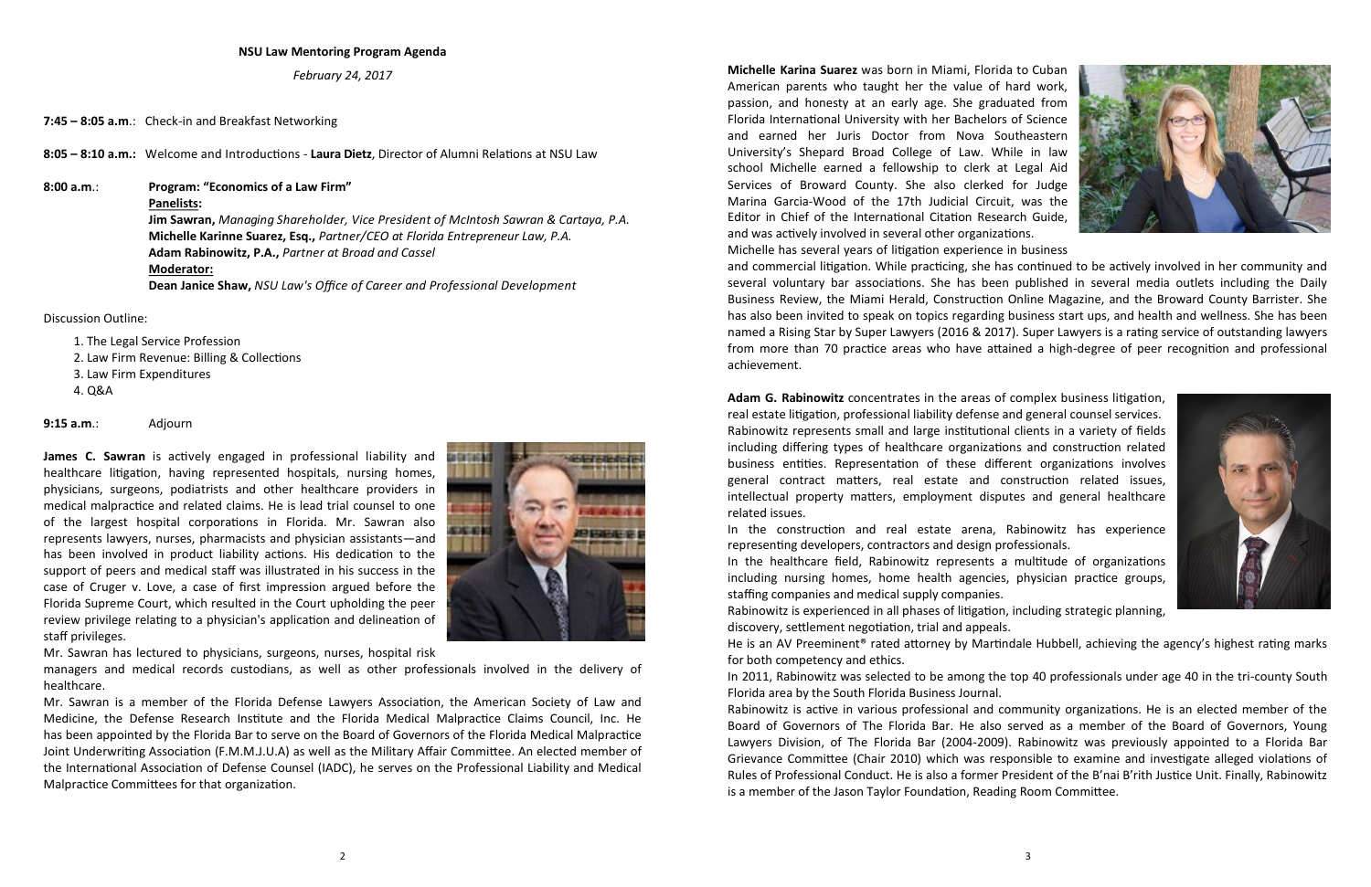**NSU Law Mentoring Program Agenda**

*February 24, 2017*

**7:45 – 8:05 a.m**.: Check-in and Breakfast Networking

**8:05 – 8:10 a.m.:** Welcome and Introductions - **Laura Dietz**, Director of Alumni Relations at NSU Law

**8:00 a.m**.: **Program: "Economics of a Law Firm"**

**Panelists:**

**Jim Sawran,** *Managing Shareholder, Vice President of McIntosh Sawran & Cartaya, P.A.*

**Michelle Karinne Suarez, Esq.,** *Partner/CEO at Florida Entrepreneur Law, P.A.*

**Adam Rabinowitz, P.A.,** *Partner at Broad and Cassel*

**Moderator:**

**Dean Janice Shaw,** *NSU Law's Office of Career and Professional Development*

Discussion Outline:

1. The Legal Service Profession
2. Law Firm Revenue: Billing & Collections
3. Law Firm Expenditures
4. Q&A

**9:15 a.m**.: Adjourn

**James C. Sawran** is actively engaged in professional liability and healthcare litigation, having represented hospitals, nursing homes, physicians, surgeons, podiatrists and other healthcare providers in medical malpractice and related claims. He is lead trial counsel to one of the largest hospital corporations in Florida. Mr. Sawran also represents lawyers, nurses, pharmacists and physician assistants—and has been involved in product liability actions. His dedication to the support of peers and medical staff was illustrated in his success in the case of Cruger v. Love, a case of first impression argued before the Florida Supreme Court, which resulted in the Court upholding the peer review privilege relating to a physician's application and delineation of staff privileges.

Mr. Sawran has lectured to physicians, surgeons, nurses, hospital risk managers and medical records custodians, as well as other professionals involved in the delivery of healthcare.

Mr. Sawran is a member of the Florida Defense Lawyers Association, the American Society of Law and Medicine, the Defense Research Institute and the Florida Medical Malpractice Claims Council, Inc. He has been appointed by the Florida Bar to serve on the Board of Governors of the Florida Medical Malpractice Joint Underwriting Association (F.M.M.J.U.A) as well as the Military Affair Committee. An elected member of the International Association of Defense Counsel (IADC), he serves on the Professional Liability and Medical Malpractice Committees for that organization.

**Michelle Karina Suarez** was born in Miami, Florida to Cuban American parents who taught her the value of hard work, passion, and honesty at an early age. She graduated from Florida International University with her Bachelors of Science and earned her Juris Doctor from Nova Southeastern University's Shepard Broad College of Law. While in law school Michelle earned a fellowship to clerk at Legal Aid Services of Broward County. She also clerked for Judge Marina Garcia-Wood of the 17th Judicial Circuit, was the Editor in Chief of the International Citation Research Guide, and was actively involved in several other organizations.

Michelle has several years of litigation experience in business and commercial litigation. While practicing, she has continued to be actively involved in her community and several voluntary bar associations. She has been published in several media outlets including the Daily Business Review, the Miami Herald, Construction Online Magazine, and the Broward County Barrister. She has also been invited to speak on topics regarding business start ups, and health and wellness. She has been named a Rising Star by Super Lawyers (2016 & 2017). Super Lawyers is a rating service of outstanding lawyers from more than 70 practice areas who have attained a high-degree of peer recognition and professional achievement.

**Adam G. Rabinowitz** concentrates in the areas of complex business litigation, real estate litigation, professional liability defense and general counsel services. Rabinowitz represents small and large institutional clients in a variety of fields including differing types of healthcare organizations and construction related business entities. Representation of these different organizations involves general contract matters, real estate and construction related issues, intellectual property matters, employment disputes and general healthcare related issues.

In the construction and real estate arena, Rabinowitz has experience representing developers, contractors and design professionals.

In the healthcare field, Rabinowitz represents a multitude of organizations including nursing homes, home health agencies, physician practice groups, staffing companies and medical supply companies.

Rabinowitz is experienced in all phases of litigation, including strategic planning, discovery, settlement negotiation, trial and appeals.

He is an AV Preeminent® rated attorney by Martindale Hubbell, achieving the agency's highest rating marks for both competency and ethics.

In 2011, Rabinowitz was selected to be among the top 40 professionals under age 40 in the tri-county South Florida area by the South Florida Business Journal.

Rabinowitz is active in various professional and community organizations. He is an elected member of the Board of Governors of The Florida Bar. He also served as a member of the Board of Governors, Young Lawyers Division, of The Florida Bar (2004-2009). Rabinowitz was previously appointed to a Florida Bar Grievance Committee (Chair 2010) which was responsible to examine and investigate alleged violations of Rules of Professional Conduct. He is also a former President of the B'nai B'rith Justice Unit. Finally, Rabinowitz is a member of the Jason Taylor Foundation, Reading Room Committee.